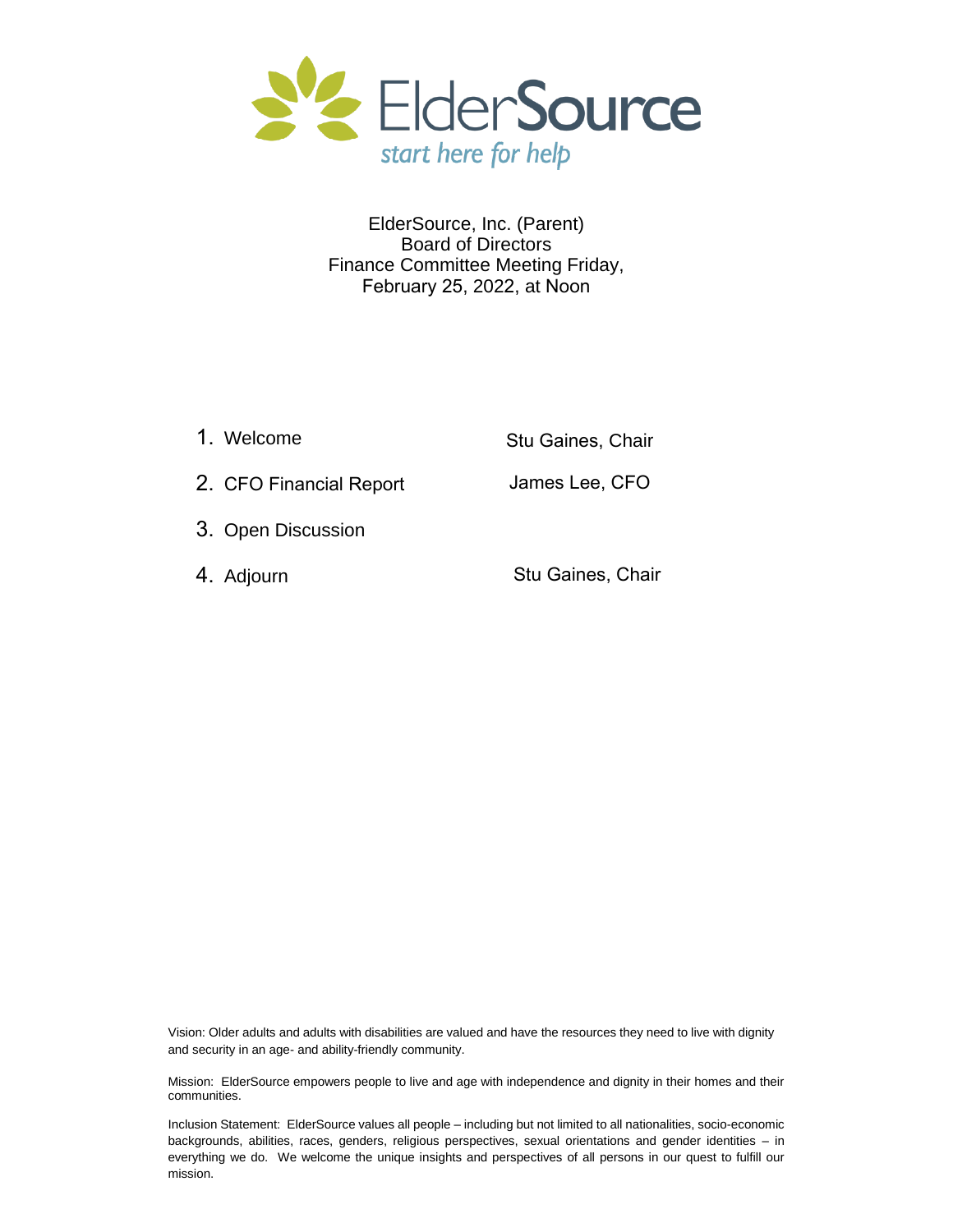ElderSource

*start here for help*

ElderSource, Inc. (Parent)
Board of Directors
Finance Committee Meeting Friday,
February 25, 2022, at Noon

1. Welcome — Stu Gaines, Chair
2. CFO Financial Report — James Lee, CFO
3. Open Discussion
4. Adjourn — Stu Gaines, Chair

Vision: Older adults and adults with disabilities are valued and have the resources they need to live with dignity and security in an age- and ability-friendly community.

Mission: ElderSource empowers people to live and age with independence and dignity in their homes and their communities.

Inclusion Statement: ElderSource values all people – including but not limited to all nationalities, socio-economic backgrounds, abilities, races, genders, religious perspectives, sexual orientations and gender identities – in everything we do. We welcome the unique insights and perspectives of all persons in our quest to fulfill our mission.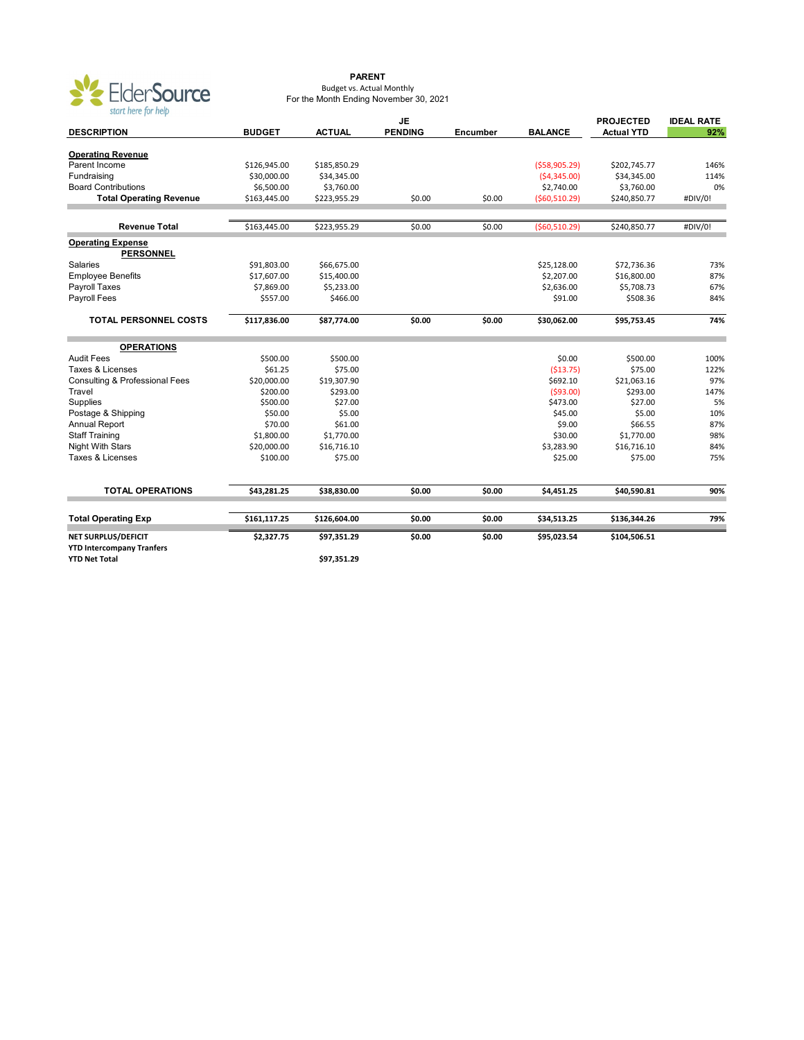ElderSource
*start here for help*

**PARENT**
Budget vs. Actual Monthly
For the Month Ending November 30, 2021

| DESCRIPTION | BUDGET | ACTUAL | JE PENDING | Encumber | BALANCE | PROJECTED Actual YTD | IDEAL RATE 92% |
|---|---|---|---|---|---|---|---|
| **Operating Revenue** | | | | | | | |
| Parent Income | $126,945.00 | $185,850.29 | | | ($58,905.29) | $202,745.77 | 146% |
| Fundraising | $30,000.00 | $34,345.00 | | | ($4,345.00) | $34,345.00 | 114% |
| Board Contributions | $6,500.00 | $3,760.00 | | | $2,740.00 | $3,760.00 | 0% |
| **Total Operating Revenue** | $163,445.00 | $223,955.29 | $0.00 | $0.00 | ($60,510.29) | $240,850.77 | #DIV/0! |
| **Revenue Total** | $163,445.00 | $223,955.29 | $0.00 | $0.00 | ($60,510.29) | $240,850.77 | #DIV/0! |
| **Operating Expense** | | | | | | | |
| **PERSONNEL** | | | | | | | |
| Salaries | $91,803.00 | $66,675.00 | | | $25,128.00 | $72,736.36 | 73% |
| Employee Benefits | $17,607.00 | $15,400.00 | | | $2,207.00 | $16,800.00 | 87% |
| Payroll Taxes | $7,869.00 | $5,233.00 | | | $2,636.00 | $5,708.73 | 67% |
| Payroll Fees | $557.00 | $466.00 | | | $91.00 | $508.36 | 84% |
| **TOTAL PERSONNEL COSTS** | **$117,836.00** | **$87,774.00** | **$0.00** | **$0.00** | **$30,062.00** | **$95,753.45** | **74%** |
| **OPERATIONS** | | | | | | | |
| Audit Fees | $500.00 | $500.00 | | | $0.00 | $500.00 | 100% |
| Taxes & Licenses | $61.25 | $75.00 | | | ($13.75) | $75.00 | 122% |
| Consulting & Professional Fees | $20,000.00 | $19,307.90 | | | $692.10 | $21,063.16 | 97% |
| Travel | $200.00 | $293.00 | | | ($93.00) | $293.00 | 147% |
| Supplies | $500.00 | $27.00 | | | $473.00 | $27.00 | 5% |
| Postage & Shipping | $50.00 | $5.00 | | | $45.00 | $5.00 | 10% |
| Annual Report | $70.00 | $61.00 | | | $9.00 | $66.55 | 87% |
| Staff Training | $1,800.00 | $1,770.00 | | | $30.00 | $1,770.00 | 98% |
| Night With Stars | $20,000.00 | $16,716.10 | | | $3,283.90 | $16,716.10 | 84% |
| Taxes & Licenses | $100.00 | $75.00 | | | $25.00 | $75.00 | 75% |
| **TOTAL OPERATIONS** | **$43,281.25** | **$38,830.00** | **$0.00** | **$0.00** | **$4,451.25** | **$40,590.81** | **90%** |
| **Total Operating Exp** | **$161,117.25** | **$126,604.00** | **$0.00** | **$0.00** | **$34,513.25** | **$136,344.26** | **79%** |
| **NET SURPLUS/DEFICIT** | **$2,327.75** | **$97,351.29** | **$0.00** | **$0.00** | **$95,023.54** | **$104,506.51** | |
| **YTD Intercompany Tranfers** | | | | | | | |
| **YTD Net Total** | | **$97,351.29** | | | | | |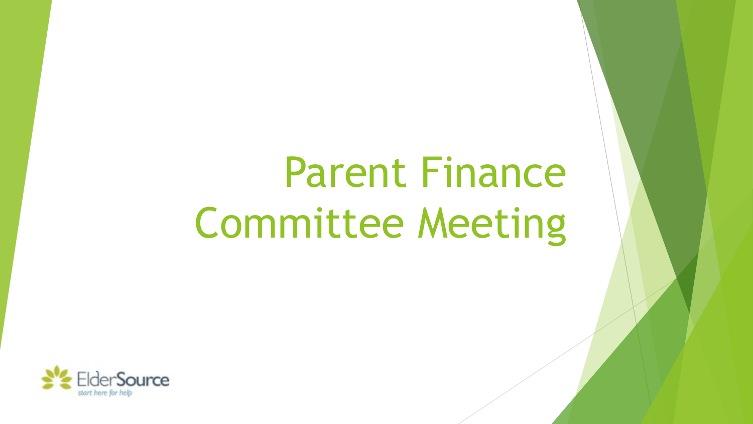# Parent Finance Committee Meeting

ElderSource

*start here for help*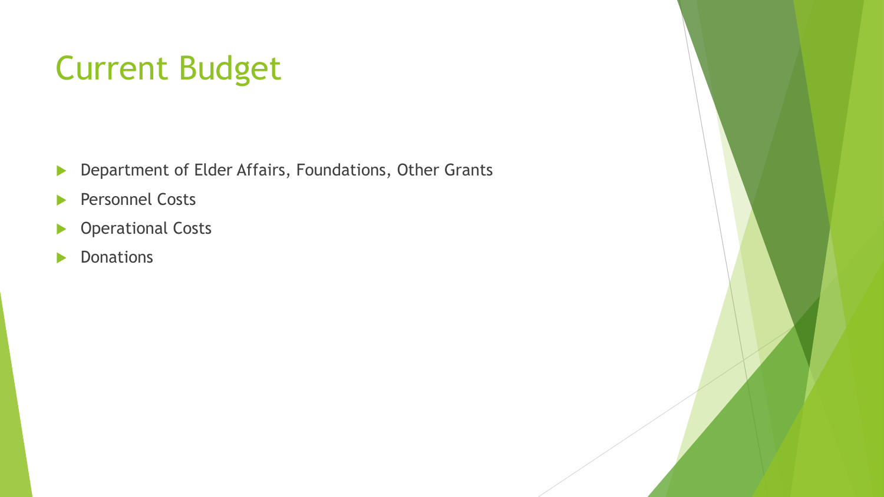# Current Budget

- Department of Elder Affairs, Foundations, Other Grants
- Personnel Costs
- Operational Costs
- Donations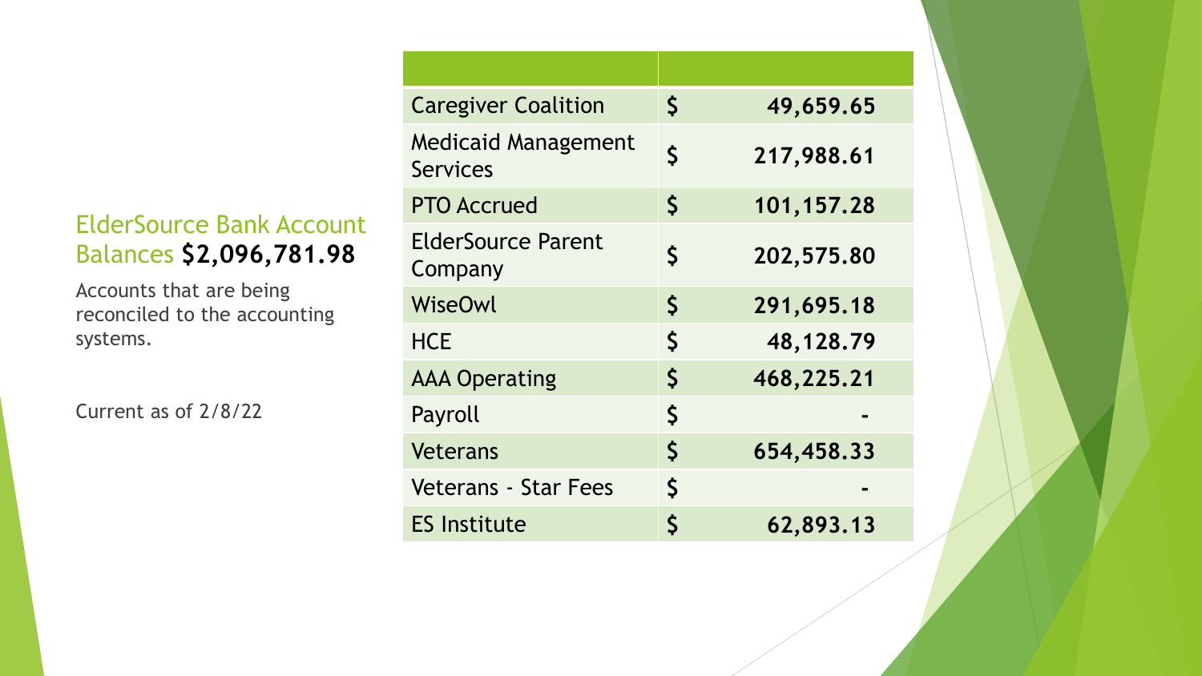## ElderSource Bank Account Balances **$2,096,781.98**

Accounts that are being reconciled to the accounting systems.

Current as of 2/8/22

| | | |
|---|---|---|
| Caregiver Coalition | $ | 49,659.65 |
| Medicaid Management Services | $ | 217,988.61 |
| PTO Accrued | $ | 101,157.28 |
| ElderSource Parent Company | $ | 202,575.80 |
| WiseOwl | $ | 291,695.18 |
| HCE | $ | 48,128.79 |
| AAA Operating | $ | 468,225.21 |
| Payroll | $ | - |
| Veterans | $ | 654,458.33 |
| Veterans - Star Fees | $ | - |
| ES Institute | $ | 62,893.13 |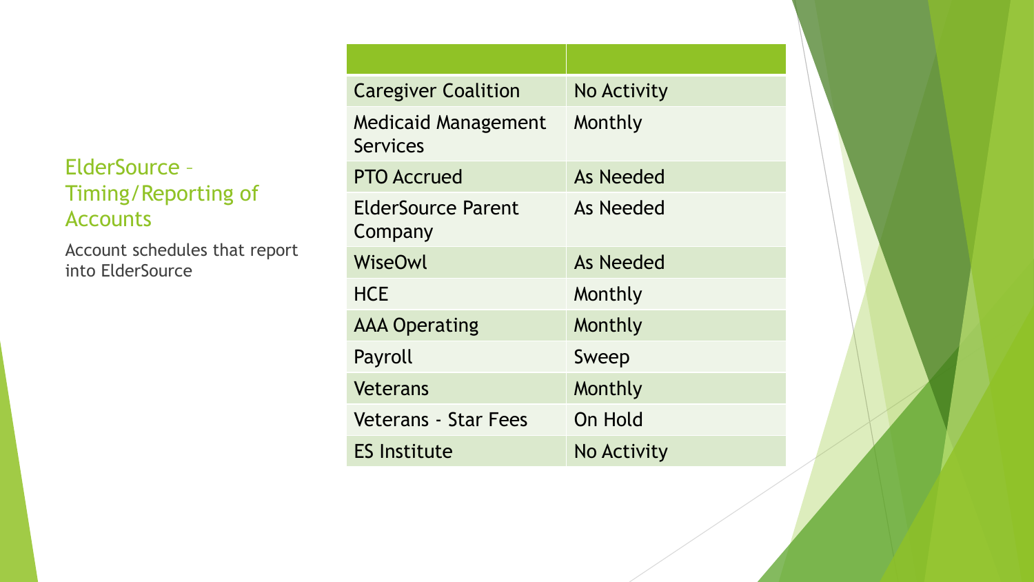## ElderSource – Timing/Reporting of Accounts

Account schedules that report into ElderSource

| | |
|---|---|
| Caregiver Coalition | No Activity |
| Medicaid Management Services | Monthly |
| PTO Accrued | As Needed |
| ElderSource Parent Company | As Needed |
| WiseOwl | As Needed |
| HCE | Monthly |
| AAA Operating | Monthly |
| Payroll | Sweep |
| Veterans | Monthly |
| Veterans - Star Fees | On Hold |
| ES Institute | No Activity |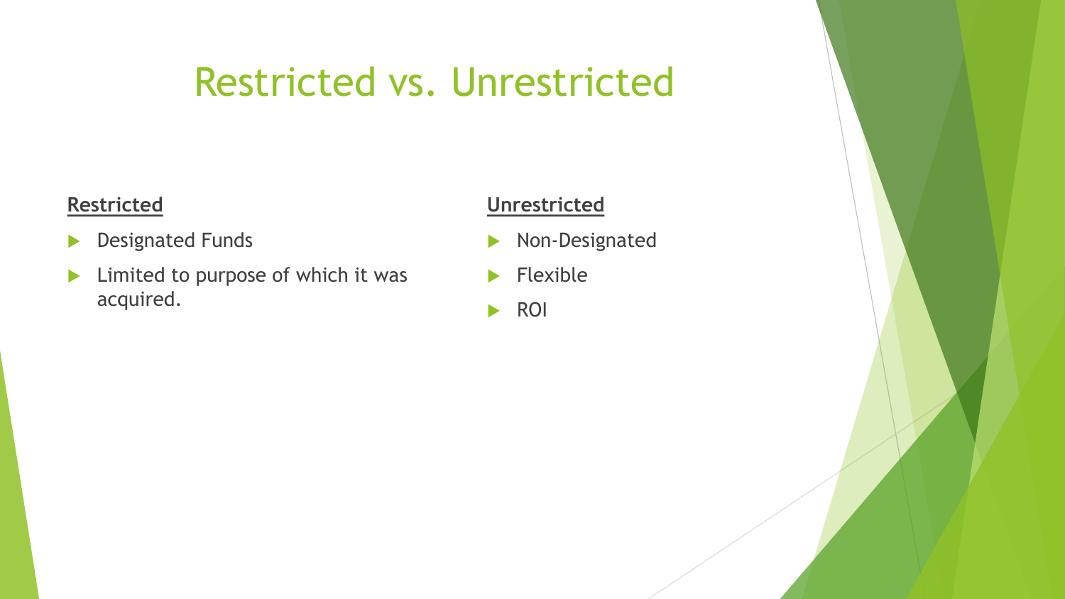# Restricted vs. Unrestricted

**Restricted**

- Designated Funds
- Limited to purpose of which it was acquired.

**Unrestricted**

- Non-Designated
- Flexible
- ROI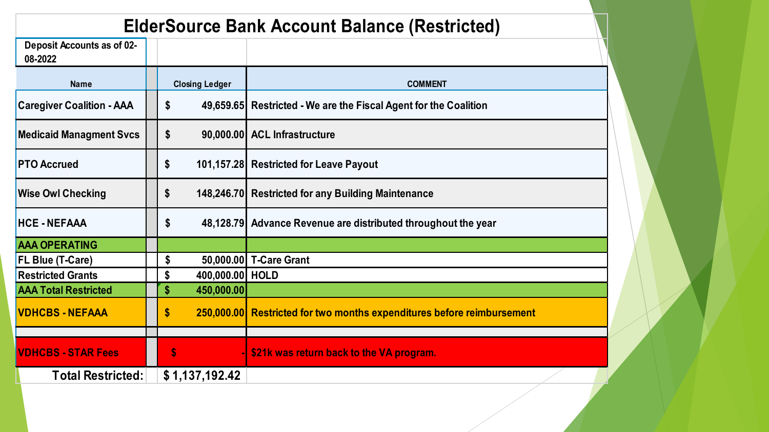# ElderSource Bank Account Balance (Restricted)

| Deposit Accounts as of 02-08-2022 | | |
|---|---|---|
| **Name** | **Closing Ledger** | **COMMENT** |
| Caregiver Coalition - AAA | $ 49,659.65 | Restricted - We are the Fiscal Agent for the Coalition |
| Medicaid Managment Svcs | $ 90,000.00 | ACL Infrastructure |
| PTO Accrued | $ 101,157.28 | Restricted for Leave Payout |
| Wise Owl Checking | $ 148,246.70 | Restricted for any Building Maintenance |
| HCE - NEFAAA | $ 48,128.79 | Advance Revenue are distributed throughout the year |
| **AAA OPERATING** | | |
| FL Blue (T-Care) | $ 50,000.00 | T-Care Grant |
| Restricted Grants | $ 400,000.00 | HOLD |
| **AAA Total Restricted** | $ 450,000.00 | |
| VDHCBS - NEFAAA | $ 250,000.00 | Restricted for two months expenditures before reimbursement |
| | | |
| VDHCBS - STAR Fees | $ - | $21k was return back to the VA program. |
| **Total Restricted:** | **$ 1,137,192.42** | |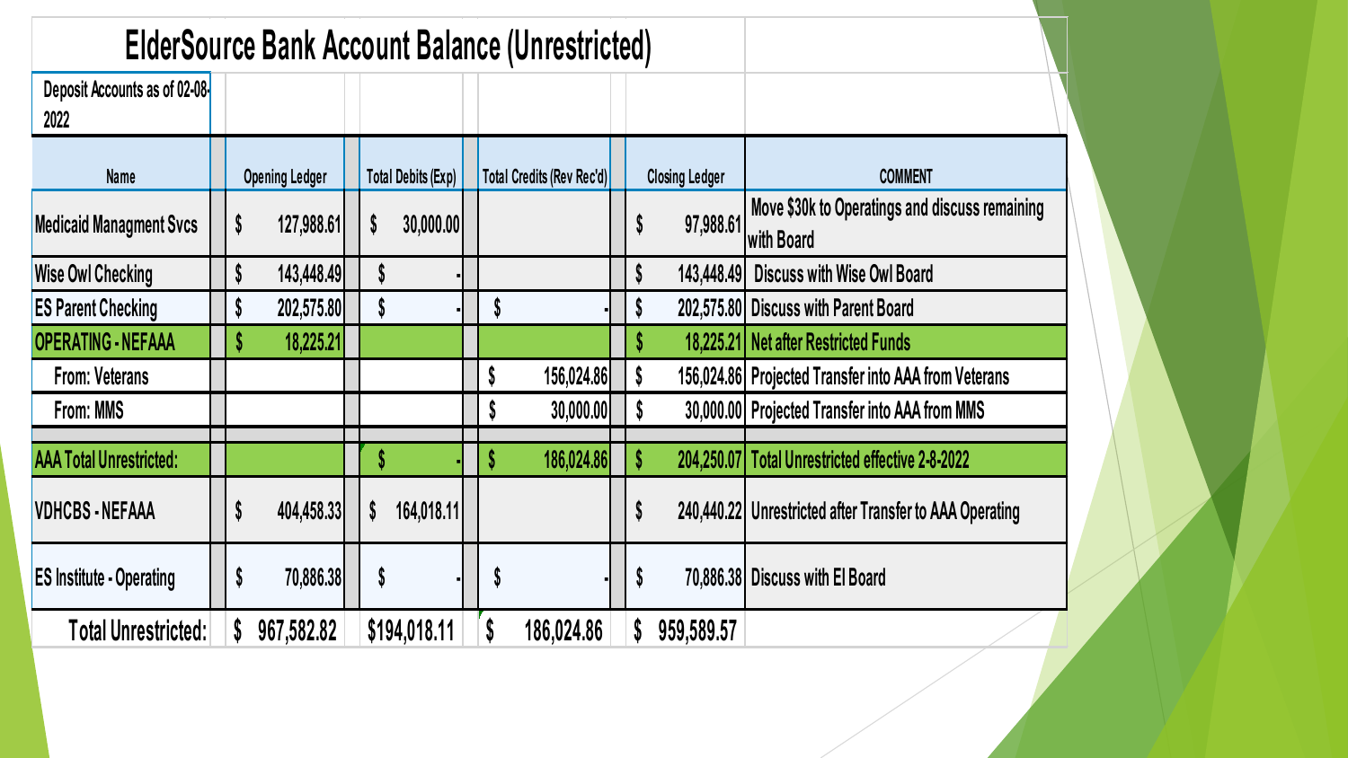# ElderSource Bank Account Balance (Unrestricted)

Deposit Accounts as of 02-08-2022

| Name | Opening Ledger | Total Debits (Exp) | Total Credits (Rev Rec'd) | Closing Ledger | COMMENT |
|---|---|---|---|---|---|
| Medicaid Managment Svcs | $ 127,988.61 | $ 30,000.00 | | $ 97,988.61 | Move $30k to Operatings and discuss remaining with Board |
| Wise Owl Checking | $ 143,448.49 | $ - | | $ 143,448.49 | Discuss with Wise Owl Board |
| ES Parent Checking | $ 202,575.80 | $ - | $ - | $ 202,575.80 | Discuss with Parent Board |
| **OPERATING - NEFAAA** | $ 18,225.21 | | | $ 18,225.21 | Net after Restricted Funds |
| From: Veterans | | | $ 156,024.86 | $ 156,024.86 | Projected Transfer into AAA from Veterans |
| From: MMS | | | $ 30,000.00 | $ 30,000.00 | Projected Transfer into AAA from MMS |
| | | | | | |
| **AAA Total Unrestricted:** | | $ - | $ 186,024.86 | $ 204,250.07 | Total Unrestricted effective 2-8-2022 |
| VDHCBS - NEFAAA | $ 404,458.33 | $ 164,018.11 | | $ 240,440.22 | Unrestricted after Transfer to AAA Operating |
| ES Institute - Operating | $ 70,886.38 | $ - | $ - | $ 70,886.38 | Discuss with EI Board |
| **Total Unrestricted:** | **$ 967,582.82** | **$194,018.11** | **$ 186,024.86** | **$ 959,589.57** | |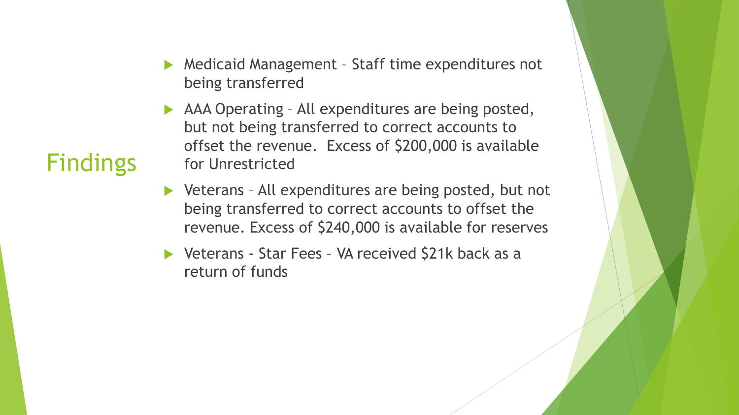# Findings

- Medicaid Management – Staff time expenditures not being transferred
- AAA Operating – All expenditures are being posted, but not being transferred to correct accounts to offset the revenue. Excess of $200,000 is available for Unrestricted
- Veterans – All expenditures are being posted, but not being transferred to correct accounts to offset the revenue. Excess of $240,000 is available for reserves
- Veterans - Star Fees – VA received $21k back as a return of funds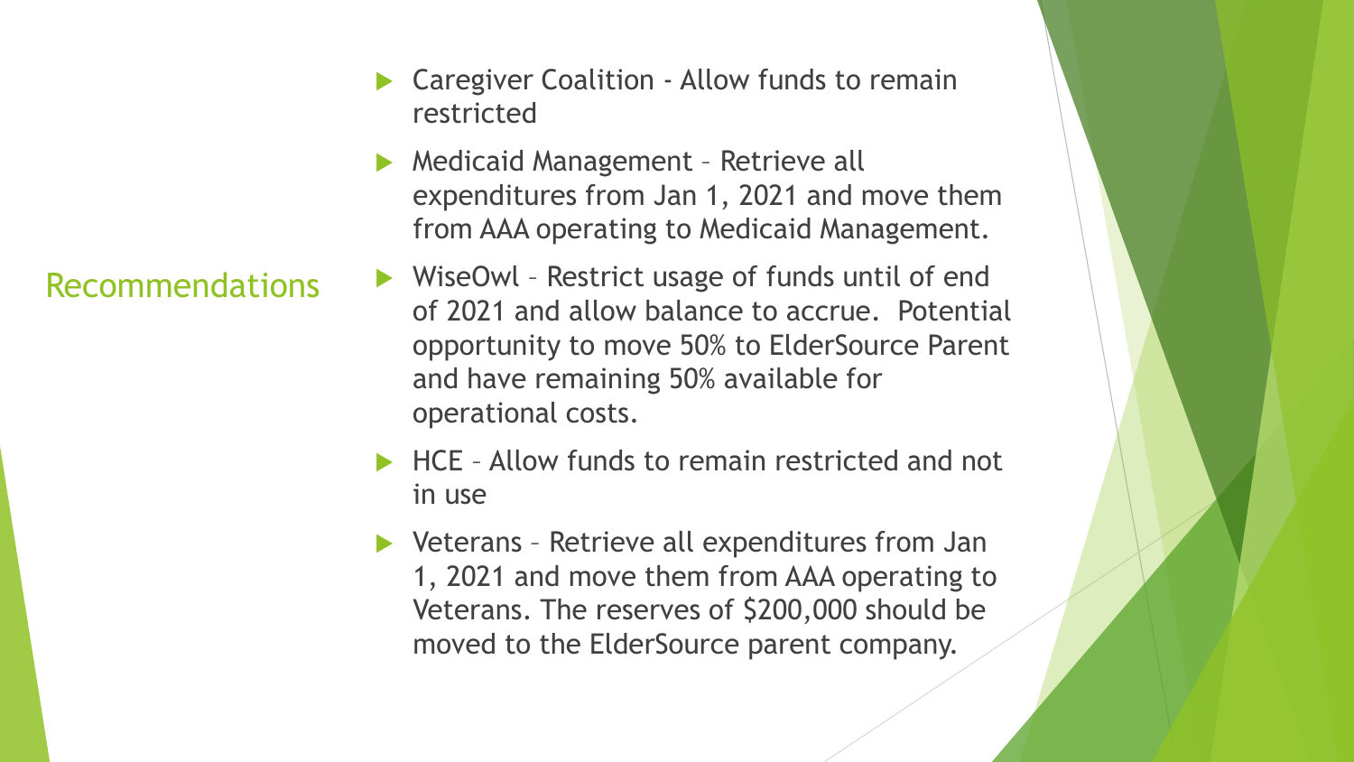## Recommendations

- Caregiver Coalition - Allow funds to remain restricted
- Medicaid Management – Retrieve all expenditures from Jan 1, 2021 and move them from AAA operating to Medicaid Management.
- WiseOwl – Restrict usage of funds until of end of 2021 and allow balance to accrue. Potential opportunity to move 50% to ElderSource Parent and have remaining 50% available for operational costs.
- HCE – Allow funds to remain restricted and not in use
- Veterans – Retrieve all expenditures from Jan 1, 2021 and move them from AAA operating to Veterans. The reserves of $200,000 should be moved to the ElderSource parent company.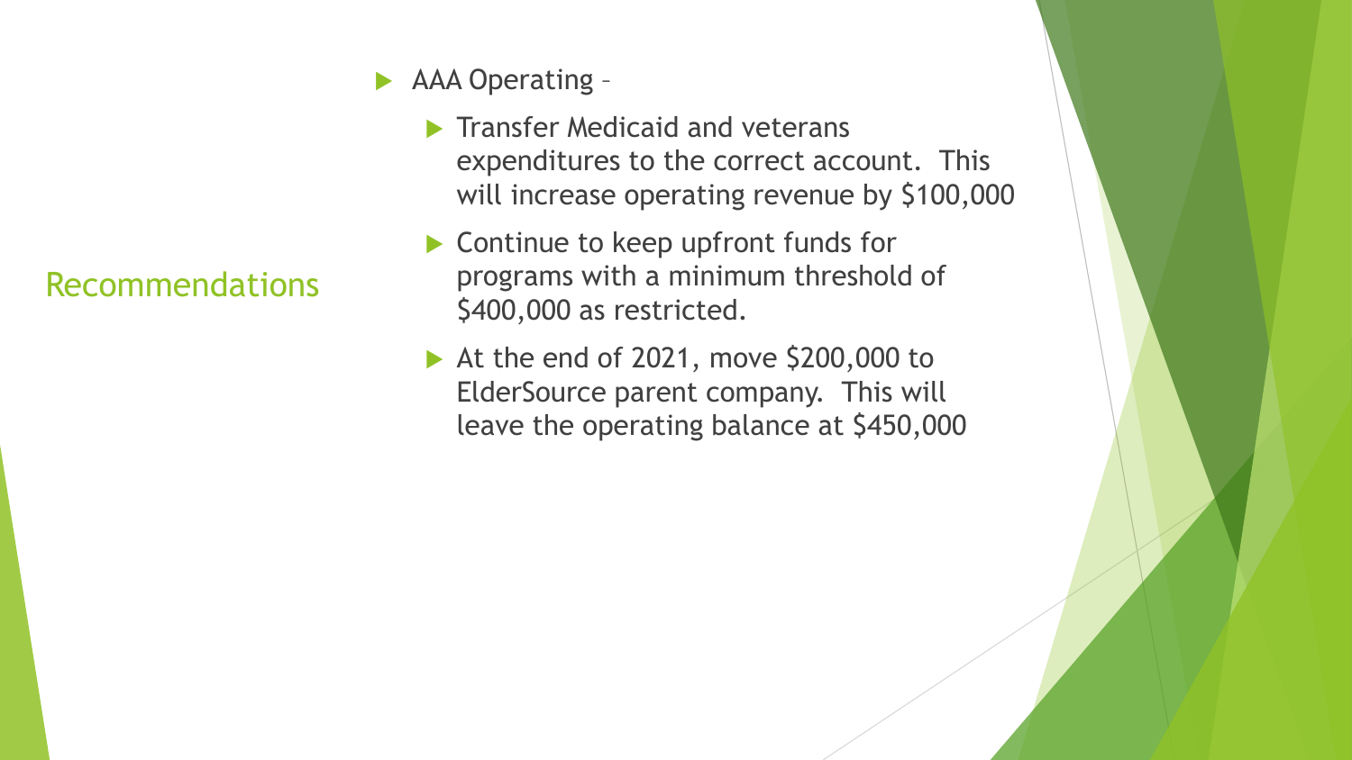## Recommendations

- AAA Operating –
  - Transfer Medicaid and veterans expenditures to the correct account. This will increase operating revenue by $100,000
  - Continue to keep upfront funds for programs with a minimum threshold of $400,000 as restricted.
  - At the end of 2021, move $200,000 to ElderSource parent company. This will leave the operating balance at $450,000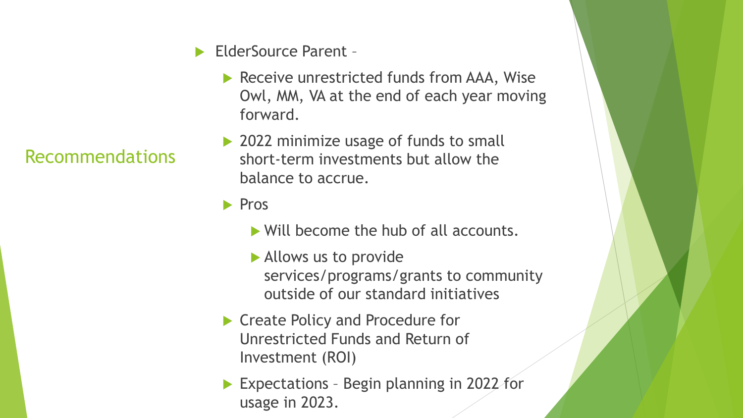## Recommendations

- ElderSource Parent –
  - Receive unrestricted funds from AAA, Wise Owl, MM, VA at the end of each year moving forward.
  - 2022 minimize usage of funds to small short-term investments but allow the balance to accrue.
  - Pros
    - Will become the hub of all accounts.
    - Allows us to provide services/programs/grants to community outside of our standard initiatives
  - Create Policy and Procedure for Unrestricted Funds and Return of Investment (ROI)
  - Expectations – Begin planning in 2022 for usage in 2023.